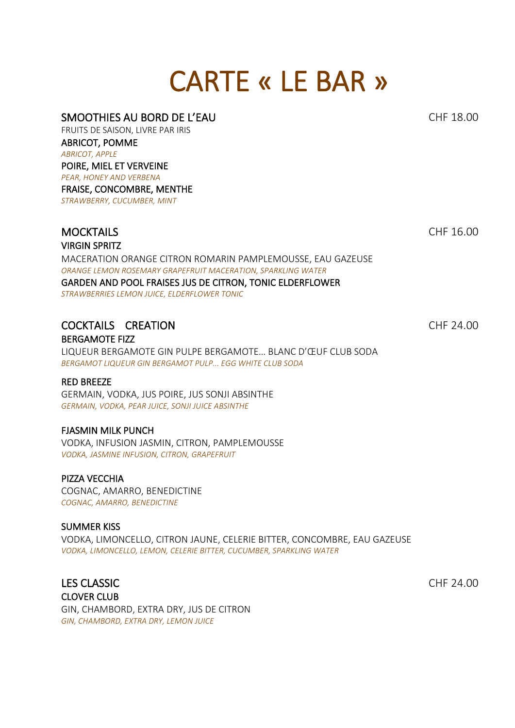# CARTE « LE BAR »

## SMOOTHIES AU BORD DE L'EAU — CHF 18.00

FRUITS DE SAISON, LIVRE PAR IRIS

ABRICOT, POMME
*ABRICOT, APPLE*

POIRE, MIEL ET VERVEINE
*PEAR, HONEY AND VERBENA*

FRAISE, CONCOMBRE, MENTHE
*STRAWBERRY, CUCUMBER, MINT*

## MOCKTAILS — CHF 16.00

VIRGIN SPRITZ
MACERATION ORANGE CITRON ROMARIN PAMPLEMOUSSE, EAU GAZEUSE
*ORANGE LEMON ROSEMARY GRAPEFRUIT MACERATION, SPARKLING WATER*

GARDEN AND POOL FRAISES JUS DE CITRON, TONIC ELDERFLOWER
*STRAWBERRIES LEMON JUICE, ELDERFLOWER TONIC*

## COCKTAILS CREATION — CHF 24.00

BERGAMOTE FIZZ
LIQUEUR BERGAMOTE GIN PULPE BERGAMOTE… BLANC D'ŒUF CLUB SODA
*BERGAMOT LIQUEUR GIN BERGAMOT PULP… EGG WHITE CLUB SODA*

RED BREEZE
GERMAIN, VODKA, JUS POIRE, JUS SONJI ABSINTHE
*GERMAIN, VODKA, PEAR JUICE, SONJI JUICE ABSINTHE*

FJASMIN MILK PUNCH
VODKA, INFUSION JASMIN, CITRON, PAMPLEMOUSSE
*VODKA, JASMINE INFUSION, CITRON, GRAPEFRUIT*

PIZZA VECCHIA
COGNAC, AMARRO, BENEDICTINE
*COGNAC, AMARRO, BENEDICTINE*

SUMMER KISS
VODKA, LIMONCELLO, CITRON JAUNE, CELERIE BITTER, CONCOMBRE, EAU GAZEUSE
*VODKA, LIMONCELLO, LEMON, CELERIE BITTER, CUCUMBER, SPARKLING WATER*

## LES CLASSIC — CHF 24.00

CLOVER CLUB
GIN, CHAMBORD, EXTRA DRY, JUS DE CITRON
*GIN, CHAMBORD, EXTRA DRY, LEMON JUICE*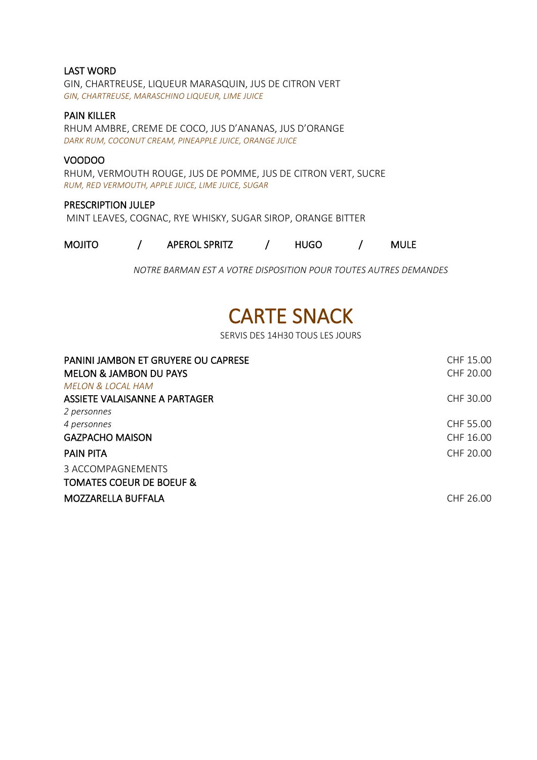**LAST WORD**
GIN, CHARTREUSE, LIQUEUR MARASQUIN, JUS DE CITRON VERT
*GIN, CHARTREUSE, MARASCHINO LIQUEUR, LIME JUICE*

**PAIN KILLER**
RHUM AMBRE, CREME DE COCO, JUS D'ANANAS, JUS D'ORANGE
*DARK RUM, COCONUT CREAM, PINEAPPLE JUICE, ORANGE JUICE*

**VOODOO**
RHUM, VERMOUTH ROUGE, JUS DE POMME, JUS DE CITRON VERT, SUCRE
*RUM, RED VERMOUTH, APPLE JUICE, LIME JUICE, SUGAR*

**PRESCRIPTION JULEP**
MINT LEAVES, COGNAC, RYE WHISKY, SUGAR SIROP, ORANGE BITTER

**MOJITO / APEROL SPRITZ / HUGO / MULE**

*NOTRE BARMAN EST A VOTRE DISPOSITION POUR TOUTES AUTRES DEMANDES*

# CARTE SNACK

SERVIS DES 14H30 TOUS LES JOURS

| | |
|---|---|
| **PANINI JAMBON ET GRUYERE OU CAPRESE** | CHF 15.00 |
| **MELON & JAMBON DU PAYS** | CHF 20.00 |
| *MELON & LOCAL HAM* | |
| **ASSIETE VALAISANNE A PARTAGER** | CHF 30.00 |
| *2 personnes* | |
| *4 personnes* | CHF 55.00 |
| **GAZPACHO MAISON** | CHF 16.00 |
| **PAIN PITA** | CHF 20.00 |
| 3 ACCOMPAGNEMENTS | |
| **TOMATES COEUR DE BOEUF & MOZZARELLA BUFFALA** | CHF 26.00 |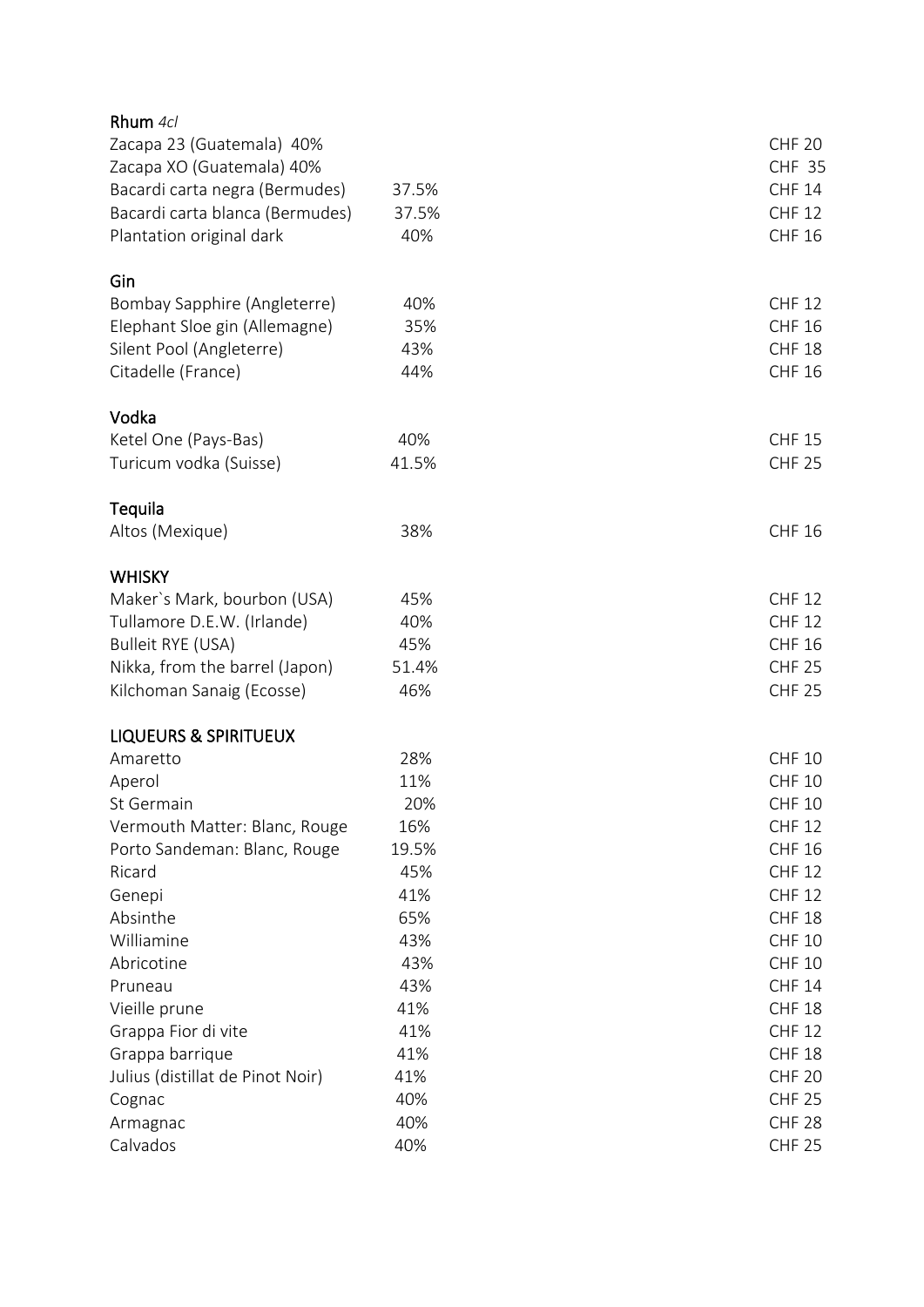## Rhum *4cl*

| | | |
|---|---|---|
| Zacapa 23 (Guatemala) 40% | | CHF 20 |
| Zacapa XO (Guatemala) 40% | | CHF 35 |
| Bacardi carta negra (Bermudes) | 37.5% | CHF 14 |
| Bacardi carta blanca (Bermudes) | 37.5% | CHF 12 |
| Plantation original dark | 40% | CHF 16 |

## Gin

| | | |
|---|---|---|
| Bombay Sapphire (Angleterre) | 40% | CHF 12 |
| Elephant Sloe gin (Allemagne) | 35% | CHF 16 |
| Silent Pool (Angleterre) | 43% | CHF 18 |
| Citadelle (France) | 44% | CHF 16 |

## Vodka

| | | |
|---|---|---|
| Ketel One (Pays-Bas) | 40% | CHF 15 |
| Turicum vodka (Suisse) | 41.5% | CHF 25 |

## Tequila

| | | |
|---|---|---|
| Altos (Mexique) | 38% | CHF 16 |

## WHISKY

| | | |
|---|---|---|
| Maker`s Mark, bourbon (USA) | 45% | CHF 12 |
| Tullamore D.E.W. (Irlande) | 40% | CHF 12 |
| Bulleit RYE (USA) | 45% | CHF 16 |
| Nikka, from the barrel (Japon) | 51.4% | CHF 25 |
| Kilchoman Sanaig (Ecosse) | 46% | CHF 25 |

## LIQUEURS & SPIRITUEUX

| | | |
|---|---|---|
| Amaretto | 28% | CHF 10 |
| Aperol | 11% | CHF 10 |
| St Germain | 20% | CHF 10 |
| Vermouth Matter: Blanc, Rouge | 16% | CHF 12 |
| Porto Sandeman: Blanc, Rouge | 19.5% | CHF 16 |
| Ricard | 45% | CHF 12 |
| Genepi | 41% | CHF 12 |
| Absinthe | 65% | CHF 18 |
| Williamine | 43% | CHF 10 |
| Abricotine | 43% | CHF 10 |
| Pruneau | 43% | CHF 14 |
| Vieille prune | 41% | CHF 18 |
| Grappa Fior di vite | 41% | CHF 12 |
| Grappa barrique | 41% | CHF 18 |
| Julius (distillat de Pinot Noir) | 41% | CHF 20 |
| Cognac | 40% | CHF 25 |
| Armagnac | 40% | CHF 28 |
| Calvados | 40% | CHF 25 |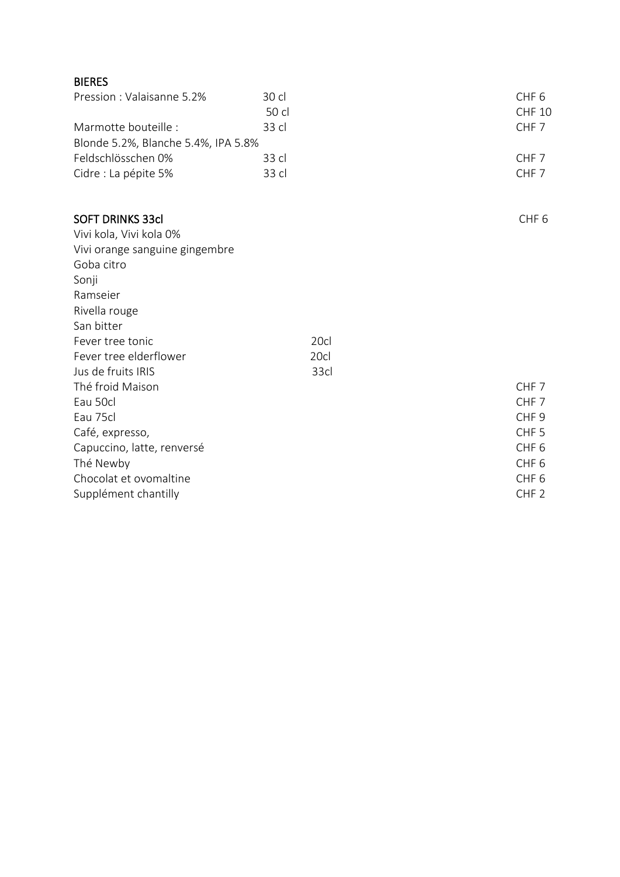## BIERES

| | | |
|---|---|---|
| Pression : Valaisanne 5.2% | 30 cl | CHF 6 |
| | 50 cl | CHF 10 |
| Marmotte bouteille : | 33 cl | CHF 7 |
| Blonde 5.2%, Blanche 5.4%, IPA 5.8% | | |
| Feldschlösschen 0% | 33 cl | CHF 7 |
| Cidre : La pépite 5% | 33 cl | CHF 7 |

## SOFT DRINKS 33cl — CHF 6

| | | |
|---|---|---|
| Vivi kola, Vivi kola 0% | | |
| Vivi orange sanguine gingembre | | |
| Goba citro | | |
| Sonji | | |
| Ramseier | | |
| Rivella rouge | | |
| San bitter | | |
| Fever tree tonic | 20cl | |
| Fever tree elderflower | 20cl | |
| Jus de fruits IRIS | 33cl | |
| Thé froid Maison | | CHF 7 |
| Eau 50cl | | CHF 7 |
| Eau 75cl | | CHF 9 |
| Café, expresso, | | CHF 5 |
| Capuccino, latte, renversé | | CHF 6 |
| Thé Newby | | CHF 6 |
| Chocolat et ovomaltine | | CHF 6 |
| Supplément chantilly | | CHF 2 |